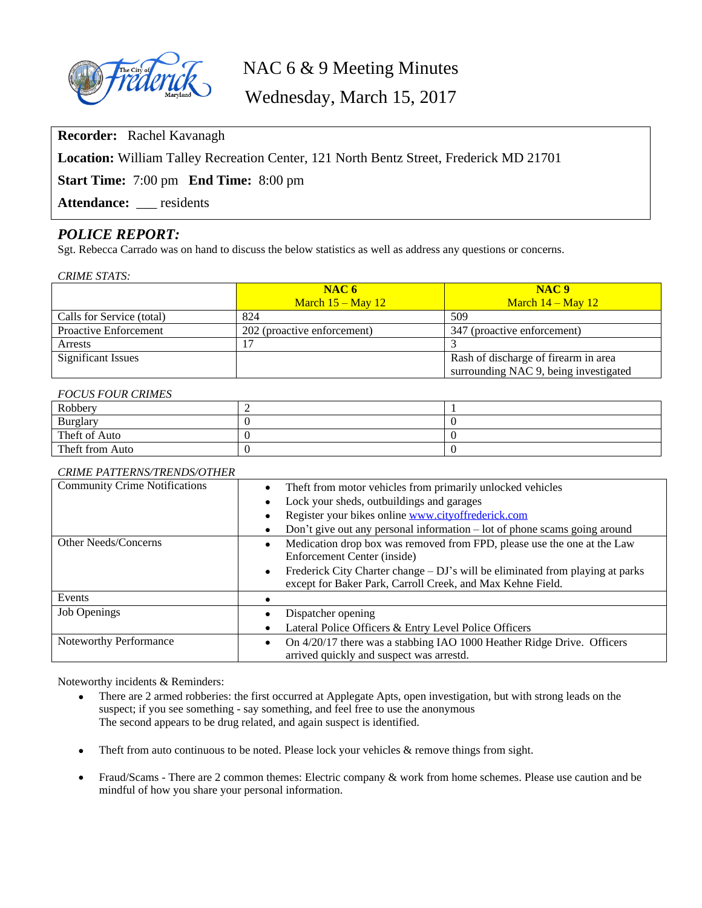# NAC 6 & 9 Meeting Minutes

## Wednesday, March 15, 2017

**Recorder:** Rachel Kavanagh

**Location:** William Talley Recreation Center, 121 North Bentz Street, Frederick MD 21701

**Start Time:** 7:00 pm **End Time:** 8:00 pm

**Attendance:** ___ residents

## *POLICE REPORT:*

Sgt. Rebecca Carrado was on hand to discuss the below statistics as well as address any questions or concerns.

*CRIME STATS:*

| | **NAC 6** March 15 – May 12 | **NAC 9** March 14 – May 12 |
|---|---|---|
| Calls for Service (total) | 824 | 509 |
| Proactive Enforcement | 202 (proactive enforcement) | 347 (proactive enforcement) |
| Arrests | 17 | 3 |
| Significant Issues | | Rash of discharge of firearm in area surrounding NAC 9, being investigated |

*FOCUS FOUR CRIMES*

| | | |
|---|---|---|
| Robbery | 2 | 1 |
| Burglary | 0 | 0 |
| Theft of Auto | 0 | 0 |
| Theft from Auto | 0 | 0 |

*CRIME PATTERNS/TRENDS/OTHER*

| | |
|---|---|
| Community Crime Notifications | • Theft from motor vehicles from primarily unlocked vehicles<br>• Lock your sheds, outbuildings and garages<br>• Register your bikes online www.cityoffrederick.com<br>• Don't give out any personal information – lot of phone scams going around |
| Other Needs/Concerns | • Medication drop box was removed from FPD, please use the one at the Law Enforcement Center (inside)<br>• Frederick City Charter change – DJ's will be eliminated from playing at parks except for Baker Park, Carroll Creek, and Max Kehne Field. |
| Events | • |
| Job Openings | • Dispatcher opening<br>• Lateral Police Officers & Entry Level Police Officers |
| Noteworthy Performance | • On 4/20/17 there was a stabbing IAO 1000 Heather Ridge Drive. Officers arrived quickly and suspect was arrestd. |

Noteworthy incidents & Reminders:

- There are 2 armed robberies: the first occurred at Applegate Apts, open investigation, but with strong leads on the suspect; if you see something - say something, and feel free to use the anonymous
  The second appears to be drug related, and again suspect is identified.

- Theft from auto continuous to be noted. Please lock your vehicles & remove things from sight.

- Fraud/Scams - There are 2 common themes: Electric company & work from home schemes. Please use caution and be mindful of how you share your personal information.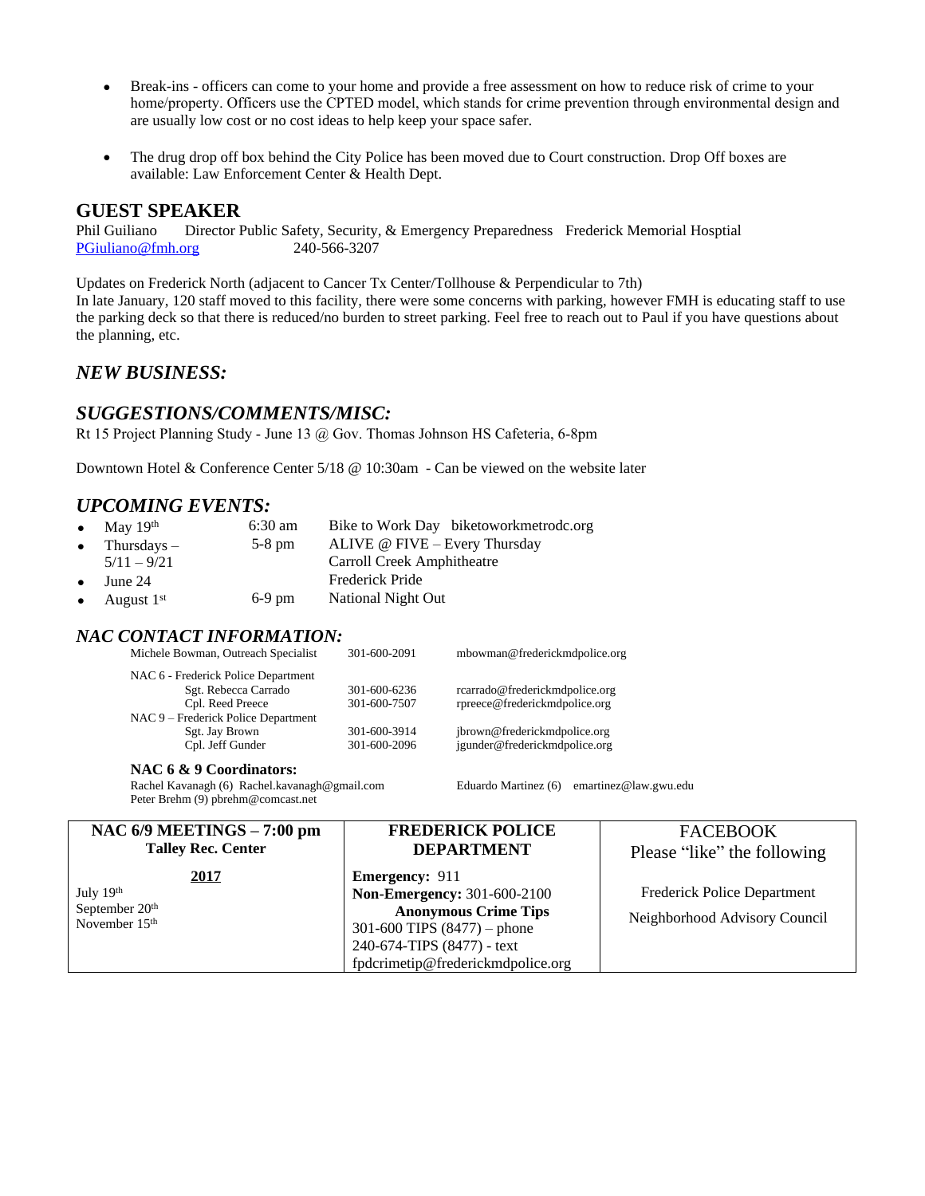- Break-ins - officers can come to your home and provide a free assessment on how to reduce risk of crime to your home/property. Officers use the CPTED model, which stands for crime prevention through environmental design and are usually low cost or no cost ideas to help keep your space safer.

- The drug drop off box behind the City Police has been moved due to Court construction. Drop Off boxes are available: Law Enforcement Center & Health Dept.

## GUEST SPEAKER

Phil Guiliano Director Public Safety, Security, & Emergency Preparedness Frederick Memorial Hosptial
PGiuliano@fmh.org 240-566-3207

Updates on Frederick North (adjacent to Cancer Tx Center/Tollhouse & Perpendicular to 7th)
In late January, 120 staff moved to this facility, there were some concerns with parking, however FMH is educating staff to use the parking deck so that there is reduced/no burden to street parking. Feel free to reach out to Paul if you have questions about the planning, etc.

## *NEW BUSINESS:*

## *SUGGESTIONS/COMMENTS/MISC:*

Rt 15 Project Planning Study - June 13 @ Gov. Thomas Johnson HS Cafeteria, 6-8pm

Downtown Hotel & Conference Center 5/18 @ 10:30am - Can be viewed on the website later

## *UPCOMING EVENTS:*

| | | |
|---|---|---|
| • May 19th | 6:30 am | Bike to Work Day biketoworkmetrodc.org |
| • Thursdays – 5/11 – 9/21 | 5-8 pm | ALIVE @ FIVE – Every Thursday Carroll Creek Amphitheatre |
| • June 24 | | Frederick Pride |
| • August 1st | 6-9 pm | National Night Out |

## *NAC CONTACT INFORMATION:*

| | | |
|---|---|---|
| Michele Bowman, Outreach Specialist | 301-600-2091 | mbowman@frederickmdpolice.org |
| NAC 6 - Frederick Police Department | | |
| Sgt. Rebecca Carrado | 301-600-6236 | rcarrado@frederickmdpolice.org |
| Cpl. Reed Preece | 301-600-7507 | rpreece@frederickmdpolice.org |
| NAC 9 – Frederick Police Department | | |
| Sgt. Jay Brown | 301-600-3914 | jbrown@frederickmdpolice.org |
| Cpl. Jeff Gunder | 301-600-2096 | jgunder@frederickmdpolice.org |

**NAC 6 & 9 Coordinators:**

Rachel Kavanagh (6) Rachel.kavanagh@gmail.com
Eduardo Martinez (6) emartinez@law.gwu.edu
Peter Brehm (9) pbrehm@comcast.net

| NAC 6/9 MEETINGS – 7:00 pm Talley Rec. Center | FREDERICK POLICE DEPARTMENT | FACEBOOK Please "like" the following |
|---|---|---|
| **2017**<br>July 19th<br>September 20th<br>November 15th | **Emergency:** 911<br>**Non-Emergency:** 301-600-2100<br>**Anonymous Crime Tips**<br>301-600 TIPS (8477) – phone<br>240-674-TIPS (8477) - text<br>fpdcrimetip@frederickmdpolice.org | Frederick Police Department<br>Neighborhood Advisory Council |